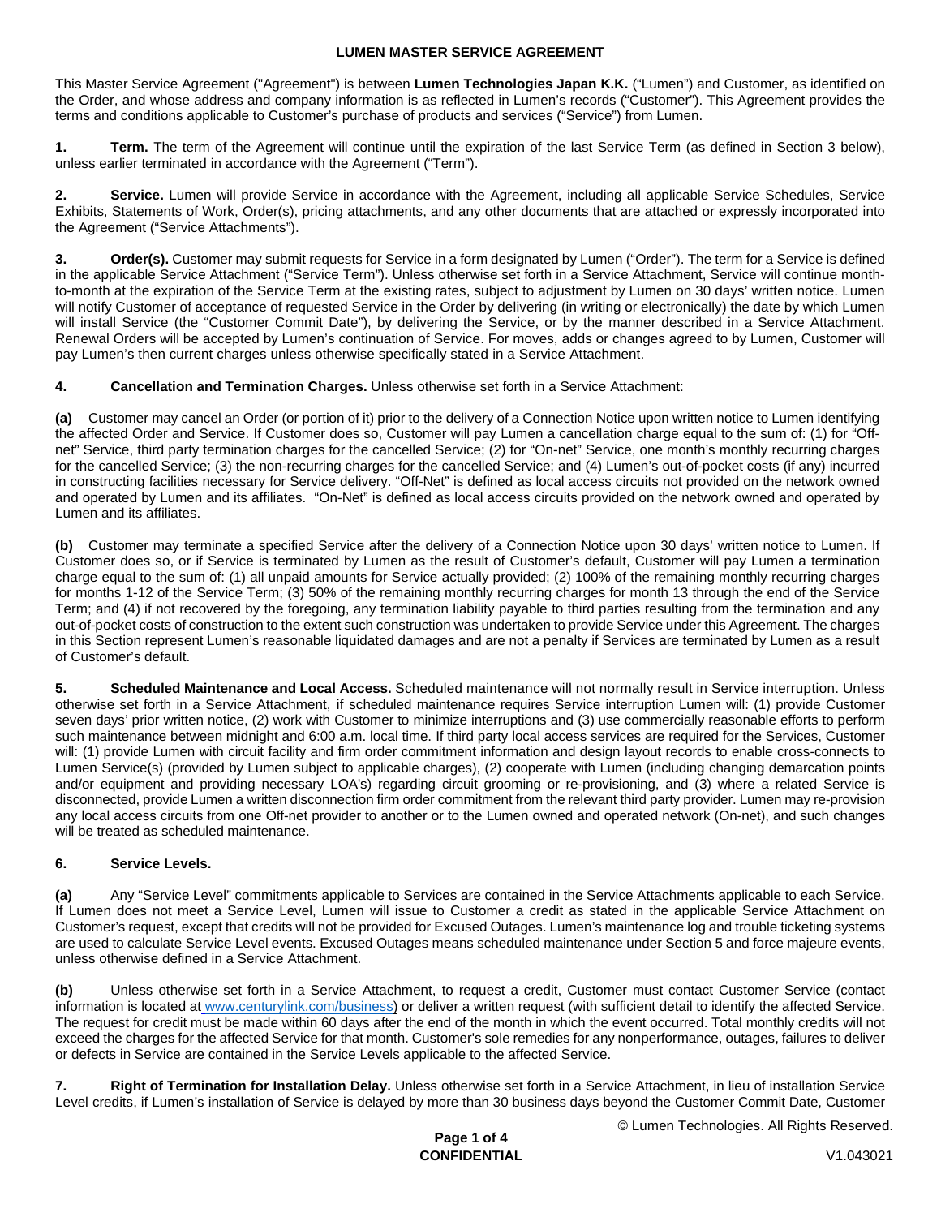# LUMEN MASTER SERVICE AGREEMENT

This Master Service Agreement ("Agreement") is between **Lumen Technologies Japan K.K.** ("Lumen") and Customer, as identified on the Order, and whose address and company information is as reflected in Lumen's records ("Customer"). This Agreement provides the terms and conditions applicable to Customer's purchase of products and services ("Service") from Lumen.

**1. Term.** The term of the Agreement will continue until the expiration of the last Service Term (as defined in Section 3 below), unless earlier terminated in accordance with the Agreement ("Term").

**2. Service.** Lumen will provide Service in accordance with the Agreement, including all applicable Service Schedules, Service Exhibits, Statements of Work, Order(s), pricing attachments, and any other documents that are attached or expressly incorporated into the Agreement ("Service Attachments").

**3. Order(s).** Customer may submit requests for Service in a form designated by Lumen ("Order"). The term for a Service is defined in the applicable Service Attachment ("Service Term"). Unless otherwise set forth in a Service Attachment, Service will continue month-to-month at the expiration of the Service Term at the existing rates, subject to adjustment by Lumen on 30 days' written notice. Lumen will notify Customer of acceptance of requested Service in the Order by delivering (in writing or electronically) the date by which Lumen will install Service (the "Customer Commit Date"), by delivering the Service, or by the manner described in a Service Attachment. Renewal Orders will be accepted by Lumen's continuation of Service. For moves, adds or changes agreed to by Lumen, Customer will pay Lumen's then current charges unless otherwise specifically stated in a Service Attachment.

**4. Cancellation and Termination Charges.** Unless otherwise set forth in a Service Attachment:

**(a)** Customer may cancel an Order (or portion of it) prior to the delivery of a Connection Notice upon written notice to Lumen identifying the affected Order and Service. If Customer does so, Customer will pay Lumen a cancellation charge equal to the sum of: (1) for "Off-net" Service, third party termination charges for the cancelled Service; (2) for "On-net" Service, one month's monthly recurring charges for the cancelled Service; (3) the non-recurring charges for the cancelled Service; and (4) Lumen's out-of-pocket costs (if any) incurred in constructing facilities necessary for Service delivery. "Off-Net" is defined as local access circuits not provided on the network owned and operated by Lumen and its affiliates. "On-Net" is defined as local access circuits provided on the network owned and operated by Lumen and its affiliates.

**(b)** Customer may terminate a specified Service after the delivery of a Connection Notice upon 30 days' written notice to Lumen. If Customer does so, or if Service is terminated by Lumen as the result of Customer's default, Customer will pay Lumen a termination charge equal to the sum of: (1) all unpaid amounts for Service actually provided; (2) 100% of the remaining monthly recurring charges for months 1-12 of the Service Term; (3) 50% of the remaining monthly recurring charges for month 13 through the end of the Service Term; and (4) if not recovered by the foregoing, any termination liability payable to third parties resulting from the termination and any out-of-pocket costs of construction to the extent such construction was undertaken to provide Service under this Agreement. The charges in this Section represent Lumen's reasonable liquidated damages and are not a penalty if Services are terminated by Lumen as a result of Customer's default.

**5. Scheduled Maintenance and Local Access.** Scheduled maintenance will not normally result in Service interruption. Unless otherwise set forth in a Service Attachment, if scheduled maintenance requires Service interruption Lumen will: (1) provide Customer seven days' prior written notice, (2) work with Customer to minimize interruptions and (3) use commercially reasonable efforts to perform such maintenance between midnight and 6:00 a.m. local time. If third party local access services are required for the Services, Customer will: (1) provide Lumen with circuit facility and firm order commitment information and design layout records to enable cross-connects to Lumen Service(s) (provided by Lumen subject to applicable charges), (2) cooperate with Lumen (including changing demarcation points and/or equipment and providing necessary LOA's) regarding circuit grooming or re-provisioning, and (3) where a related Service is disconnected, provide Lumen a written disconnection firm order commitment from the relevant third party provider. Lumen may re-provision any local access circuits from one Off-net provider to another or to the Lumen owned and operated network (On-net), and such changes will be treated as scheduled maintenance.

**6. Service Levels.**

**(a)** Any "Service Level" commitments applicable to Services are contained in the Service Attachments applicable to each Service. If Lumen does not meet a Service Level, Lumen will issue to Customer a credit as stated in the applicable Service Attachment on Customer's request, except that credits will not be provided for Excused Outages. Lumen's maintenance log and trouble ticketing systems are used to calculate Service Level events. Excused Outages means scheduled maintenance under Section 5 and force majeure events, unless otherwise defined in a Service Attachment.

**(b)** Unless otherwise set forth in a Service Attachment, to request a credit, Customer must contact Customer Service (contact information is located at www.centurylink.com/business) or deliver a written request (with sufficient detail to identify the affected Service. The request for credit must be made within 60 days after the end of the month in which the event occurred. Total monthly credits will not exceed the charges for the affected Service for that month. Customer's sole remedies for any nonperformance, outages, failures to deliver or defects in Service are contained in the Service Levels applicable to the affected Service.

**7. Right of Termination for Installation Delay.** Unless otherwise set forth in a Service Attachment, in lieu of installation Service Level credits, if Lumen's installation of Service is delayed by more than 30 business days beyond the Customer Commit Date, Customer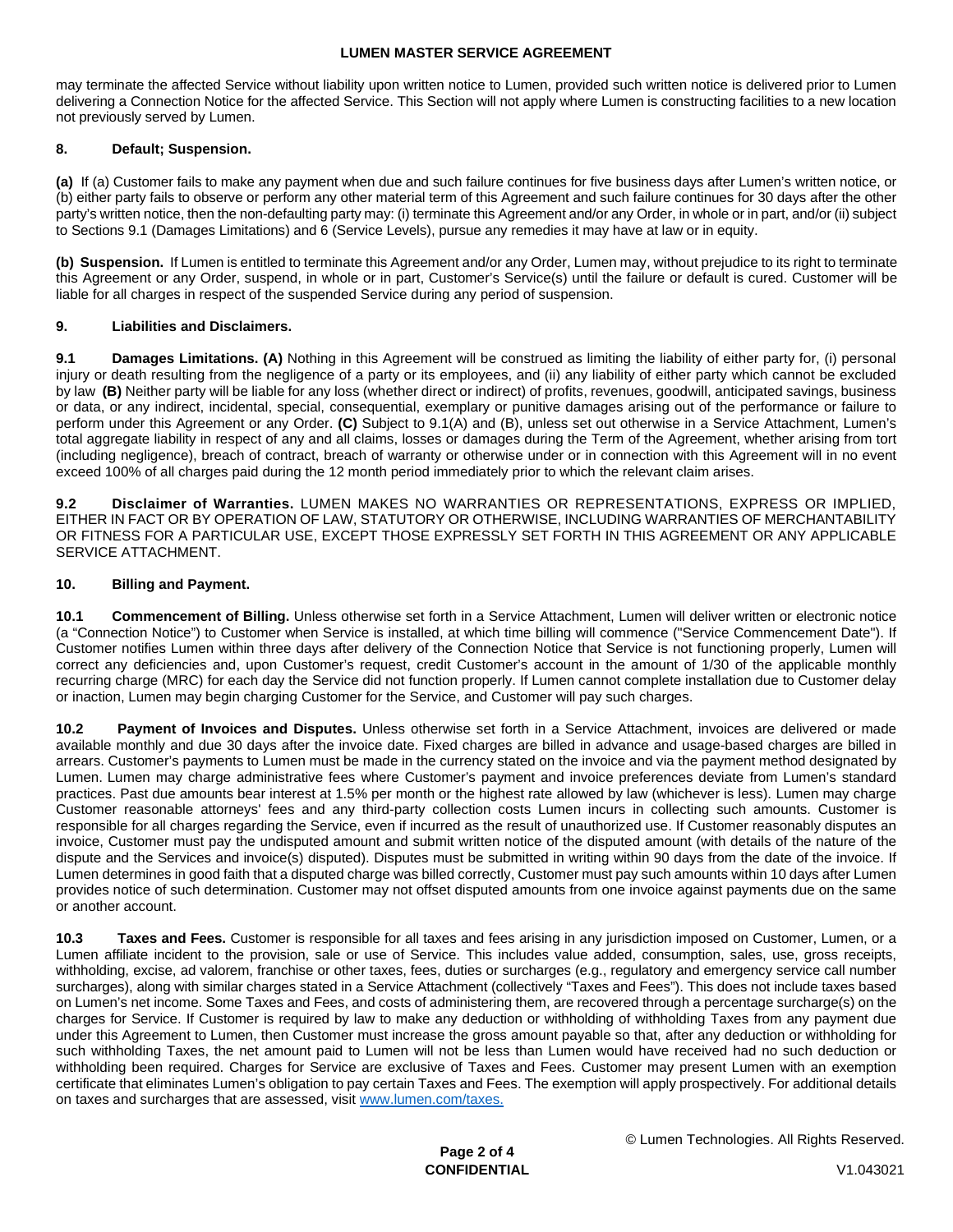may terminate the affected Service without liability upon written notice to Lumen, provided such written notice is delivered prior to Lumen delivering a Connection Notice for the affected Service. This Section will not apply where Lumen is constructing facilities to a new location not previously served by Lumen.

### 8. Default; Suspension.

**(a)** If (a) Customer fails to make any payment when due and such failure continues for five business days after Lumen's written notice, or (b) either party fails to observe or perform any other material term of this Agreement and such failure continues for 30 days after the other party's written notice, then the non-defaulting party may: (i) terminate this Agreement and/or any Order, in whole or in part, and/or (ii) subject to Sections 9.1 (Damages Limitations) and 6 (Service Levels), pursue any remedies it may have at law or in equity.

**(b) Suspension.** If Lumen is entitled to terminate this Agreement and/or any Order, Lumen may, without prejudice to its right to terminate this Agreement or any Order, suspend, in whole or in part, Customer's Service(s) until the failure or default is cured. Customer will be liable for all charges in respect of the suspended Service during any period of suspension.

### 9. Liabilities and Disclaimers.

**9.1 Damages Limitations. (A)** Nothing in this Agreement will be construed as limiting the liability of either party for, (i) personal injury or death resulting from the negligence of a party or its employees, and (ii) any liability of either party which cannot be excluded by law **(B)** Neither party will be liable for any loss (whether direct or indirect) of profits, revenues, goodwill, anticipated savings, business or data, or any indirect, incidental, special, consequential, exemplary or punitive damages arising out of the performance or failure to perform under this Agreement or any Order. **(C)** Subject to 9.1(A) and (B), unless set out otherwise in a Service Attachment, Lumen's total aggregate liability in respect of any and all claims, losses or damages during the Term of the Agreement, whether arising from tort (including negligence), breach of contract, breach of warranty or otherwise under or in connection with this Agreement will in no event exceed 100% of all charges paid during the 12 month period immediately prior to which the relevant claim arises.

**9.2 Disclaimer of Warranties.** LUMEN MAKES NO WARRANTIES OR REPRESENTATIONS, EXPRESS OR IMPLIED, EITHER IN FACT OR BY OPERATION OF LAW, STATUTORY OR OTHERWISE, INCLUDING WARRANTIES OF MERCHANTABILITY OR FITNESS FOR A PARTICULAR USE, EXCEPT THOSE EXPRESSLY SET FORTH IN THIS AGREEMENT OR ANY APPLICABLE SERVICE ATTACHMENT.

### 10. Billing and Payment.

**10.1 Commencement of Billing.** Unless otherwise set forth in a Service Attachment, Lumen will deliver written or electronic notice (a "Connection Notice") to Customer when Service is installed, at which time billing will commence ("Service Commencement Date"). If Customer notifies Lumen within three days after delivery of the Connection Notice that Service is not functioning properly, Lumen will correct any deficiencies and, upon Customer's request, credit Customer's account in the amount of 1/30 of the applicable monthly recurring charge (MRC) for each day the Service did not function properly. If Lumen cannot complete installation due to Customer delay or inaction, Lumen may begin charging Customer for the Service, and Customer will pay such charges.

**10.2 Payment of Invoices and Disputes.** Unless otherwise set forth in a Service Attachment, invoices are delivered or made available monthly and due 30 days after the invoice date. Fixed charges are billed in advance and usage-based charges are billed in arrears. Customer's payments to Lumen must be made in the currency stated on the invoice and via the payment method designated by Lumen. Lumen may charge administrative fees where Customer's payment and invoice preferences deviate from Lumen's standard practices. Past due amounts bear interest at 1.5% per month or the highest rate allowed by law (whichever is less). Lumen may charge Customer reasonable attorneys' fees and any third-party collection costs Lumen incurs in collecting such amounts. Customer is responsible for all charges regarding the Service, even if incurred as the result of unauthorized use. If Customer reasonably disputes an invoice, Customer must pay the undisputed amount and submit written notice of the disputed amount (with details of the nature of the dispute and the Services and invoice(s) disputed). Disputes must be submitted in writing within 90 days from the date of the invoice. If Lumen determines in good faith that a disputed charge was billed correctly, Customer must pay such amounts within 10 days after Lumen provides notice of such determination. Customer may not offset disputed amounts from one invoice against payments due on the same or another account.

**10.3 Taxes and Fees.** Customer is responsible for all taxes and fees arising in any jurisdiction imposed on Customer, Lumen, or a Lumen affiliate incident to the provision, sale or use of Service. This includes value added, consumption, sales, use, gross receipts, withholding, excise, ad valorem, franchise or other taxes, fees, duties or surcharges (e.g., regulatory and emergency service call number surcharges), along with similar charges stated in a Service Attachment (collectively "Taxes and Fees"). This does not include taxes based on Lumen's net income. Some Taxes and Fees, and costs of administering them, are recovered through a percentage surcharge(s) on the charges for Service. If Customer is required by law to make any deduction or withholding of withholding Taxes from any payment due under this Agreement to Lumen, then Customer must increase the gross amount payable so that, after any deduction or withholding for such withholding Taxes, the net amount paid to Lumen will not be less than Lumen would have received had no such deduction or withholding been required. Charges for Service are exclusive of Taxes and Fees. Customer may present Lumen with an exemption certificate that eliminates Lumen's obligation to pay certain Taxes and Fees. The exemption will apply prospectively. For additional details on taxes and surcharges that are assessed, visit www.lumen.com/taxes.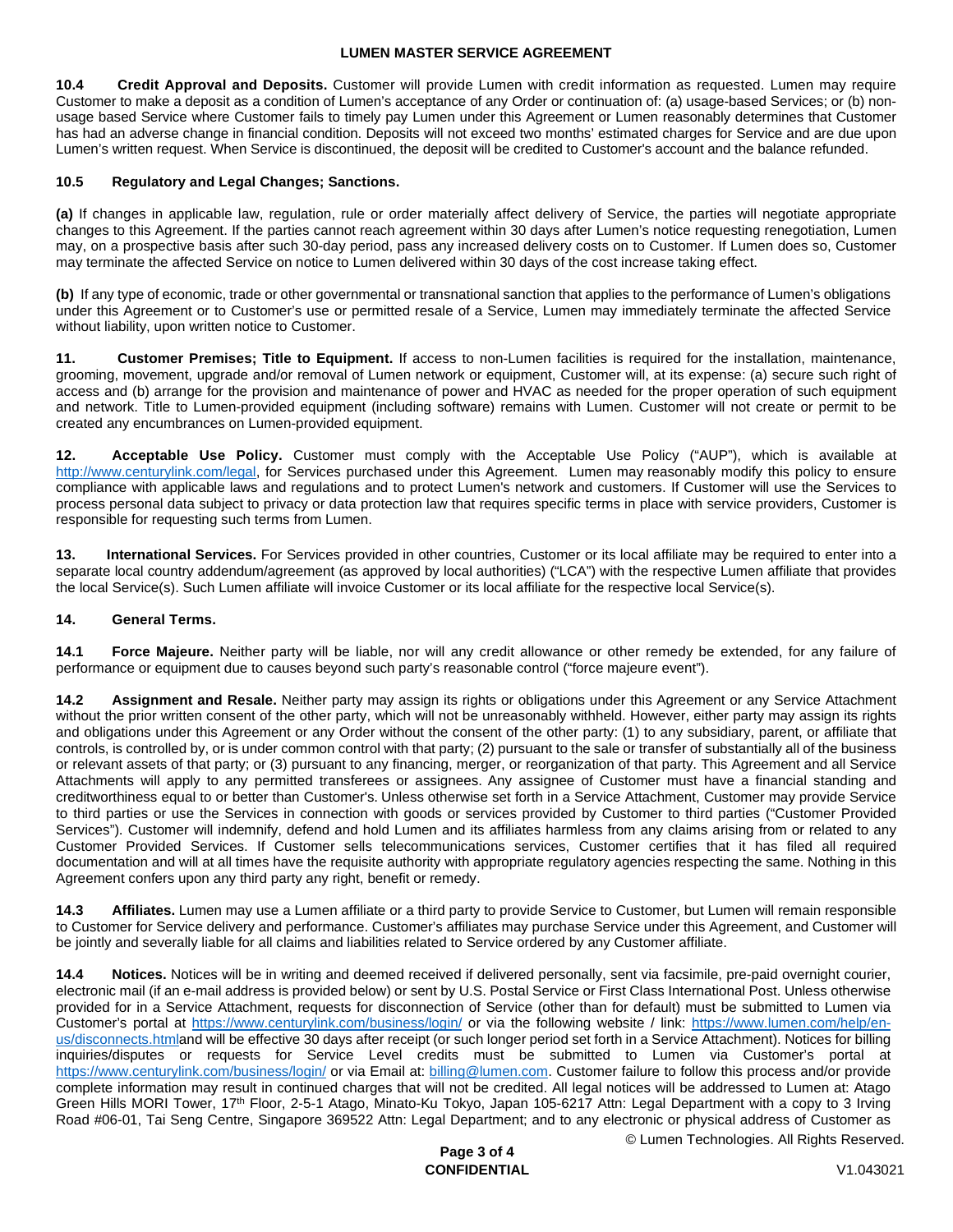**10.4 Credit Approval and Deposits.** Customer will provide Lumen with credit information as requested. Lumen may require Customer to make a deposit as a condition of Lumen's acceptance of any Order or continuation of: (a) usage-based Services; or (b) non-usage based Service where Customer fails to timely pay Lumen under this Agreement or Lumen reasonably determines that Customer has had an adverse change in financial condition. Deposits will not exceed two months' estimated charges for Service and are due upon Lumen's written request. When Service is discontinued, the deposit will be credited to Customer's account and the balance refunded.

**10.5 Regulatory and Legal Changes; Sanctions.**

**(a)** If changes in applicable law, regulation, rule or order materially affect delivery of Service, the parties will negotiate appropriate changes to this Agreement. If the parties cannot reach agreement within 30 days after Lumen's notice requesting renegotiation, Lumen may, on a prospective basis after such 30-day period, pass any increased delivery costs on to Customer. If Lumen does so, Customer may terminate the affected Service on notice to Lumen delivered within 30 days of the cost increase taking effect.

**(b)** If any type of economic, trade or other governmental or transnational sanction that applies to the performance of Lumen's obligations under this Agreement or to Customer's use or permitted resale of a Service, Lumen may immediately terminate the affected Service without liability, upon written notice to Customer.

**11. Customer Premises; Title to Equipment.** If access to non-Lumen facilities is required for the installation, maintenance, grooming, movement, upgrade and/or removal of Lumen network or equipment, Customer will, at its expense: (a) secure such right of access and (b) arrange for the provision and maintenance of power and HVAC as needed for the proper operation of such equipment and network. Title to Lumen-provided equipment (including software) remains with Lumen. Customer will not create or permit to be created any encumbrances on Lumen-provided equipment.

**12. Acceptable Use Policy.** Customer must comply with the Acceptable Use Policy ("AUP"), which is available at http://www.centurylink.com/legal, for Services purchased under this Agreement. Lumen may reasonably modify this policy to ensure compliance with applicable laws and regulations and to protect Lumen's network and customers. If Customer will use the Services to process personal data subject to privacy or data protection law that requires specific terms in place with service providers, Customer is responsible for requesting such terms from Lumen.

**13. International Services.** For Services provided in other countries, Customer or its local affiliate may be required to enter into a separate local country addendum/agreement (as approved by local authorities) ("LCA") with the respective Lumen affiliate that provides the local Service(s). Such Lumen affiliate will invoice Customer or its local affiliate for the respective local Service(s).

**14. General Terms.**

**14.1 Force Majeure.** Neither party will be liable, nor will any credit allowance or other remedy be extended, for any failure of performance or equipment due to causes beyond such party's reasonable control ("force majeure event").

**14.2 Assignment and Resale.** Neither party may assign its rights or obligations under this Agreement or any Service Attachment without the prior written consent of the other party, which will not be unreasonably withheld. However, either party may assign its rights and obligations under this Agreement or any Order without the consent of the other party: (1) to any subsidiary, parent, or affiliate that controls, is controlled by, or is under common control with that party; (2) pursuant to the sale or transfer of substantially all of the business or relevant assets of that party; or (3) pursuant to any financing, merger, or reorganization of that party. This Agreement and all Service Attachments will apply to any permitted transferees or assignees. Any assignee of Customer must have a financial standing and creditworthiness equal to or better than Customer's. Unless otherwise set forth in a Service Attachment, Customer may provide Service to third parties or use the Services in connection with goods or services provided by Customer to third parties ("Customer Provided Services"). Customer will indemnify, defend and hold Lumen and its affiliates harmless from any claims arising from or related to any Customer Provided Services. If Customer sells telecommunications services, Customer certifies that it has filed all required documentation and will at all times have the requisite authority with appropriate regulatory agencies respecting the same. Nothing in this Agreement confers upon any third party any right, benefit or remedy.

**14.3 Affiliates.** Lumen may use a Lumen affiliate or a third party to provide Service to Customer, but Lumen will remain responsible to Customer for Service delivery and performance. Customer's affiliates may purchase Service under this Agreement, and Customer will be jointly and severally liable for all claims and liabilities related to Service ordered by any Customer affiliate.

**14.4 Notices.** Notices will be in writing and deemed received if delivered personally, sent via facsimile, pre-paid overnight courier, electronic mail (if an e-mail address is provided below) or sent by U.S. Postal Service or First Class International Post. Unless otherwise provided for in a Service Attachment, requests for disconnection of Service (other than for default) must be submitted to Lumen via Customer's portal at https://www.centurylink.com/business/login/ or via the following website / link: https://www.lumen.com/help/en-us/disconnects.htmland will be effective 30 days after receipt (or such longer period set forth in a Service Attachment). Notices for billing inquiries/disputes or requests for Service Level credits must be submitted to Lumen via Customer's portal at https://www.centurylink.com/business/login/ or via Email at: billing@lumen.com. Customer failure to follow this process and/or provide complete information may result in continued charges that will not be credited. All legal notices will be addressed to Lumen at: Atago Green Hills MORI Tower, 17th Floor, 2-5-1 Atago, Minato-Ku Tokyo, Japan 105-6217 Attn: Legal Department with a copy to 3 Irving Road #06-01, Tai Seng Centre, Singapore 369522 Attn: Legal Department; and to any electronic or physical address of Customer as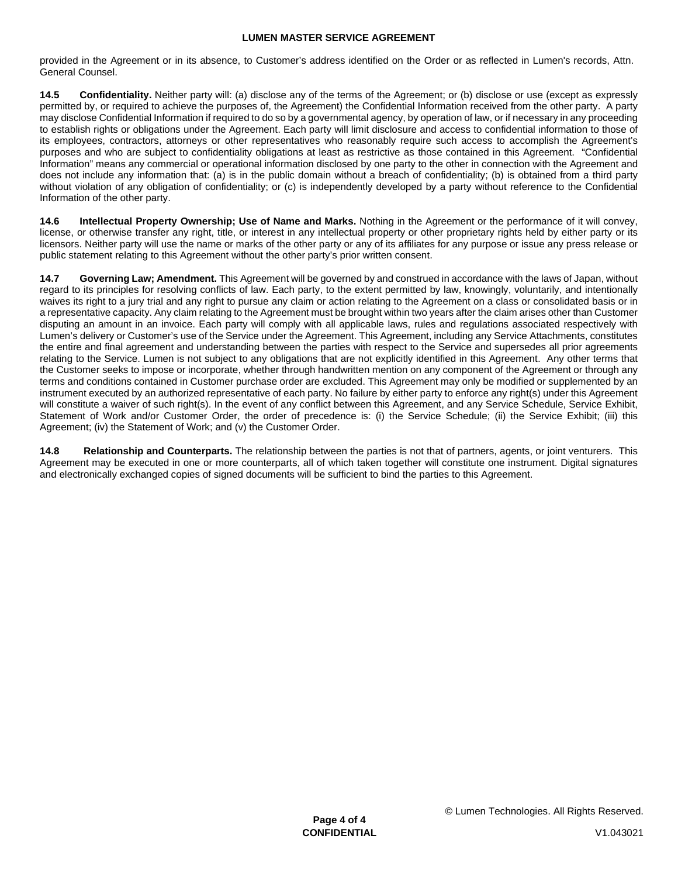provided in the Agreement or in its absence, to Customer's address identified on the Order or as reflected in Lumen's records, Attn. General Counsel.

**14.5 Confidentiality.** Neither party will: (a) disclose any of the terms of the Agreement; or (b) disclose or use (except as expressly permitted by, or required to achieve the purposes of, the Agreement) the Confidential Information received from the other party. A party may disclose Confidential Information if required to do so by a governmental agency, by operation of law, or if necessary in any proceeding to establish rights or obligations under the Agreement. Each party will limit disclosure and access to confidential information to those of its employees, contractors, attorneys or other representatives who reasonably require such access to accomplish the Agreement's purposes and who are subject to confidentiality obligations at least as restrictive as those contained in this Agreement. "Confidential Information" means any commercial or operational information disclosed by one party to the other in connection with the Agreement and does not include any information that: (a) is in the public domain without a breach of confidentiality; (b) is obtained from a third party without violation of any obligation of confidentiality; or (c) is independently developed by a party without reference to the Confidential Information of the other party.

**14.6 Intellectual Property Ownership; Use of Name and Marks.** Nothing in the Agreement or the performance of it will convey, license, or otherwise transfer any right, title, or interest in any intellectual property or other proprietary rights held by either party or its licensors. Neither party will use the name or marks of the other party or any of its affiliates for any purpose or issue any press release or public statement relating to this Agreement without the other party's prior written consent.

**14.7 Governing Law; Amendment.** This Agreement will be governed by and construed in accordance with the laws of Japan, without regard to its principles for resolving conflicts of law. Each party, to the extent permitted by law, knowingly, voluntarily, and intentionally waives its right to a jury trial and any right to pursue any claim or action relating to the Agreement on a class or consolidated basis or in a representative capacity. Any claim relating to the Agreement must be brought within two years after the claim arises other than Customer disputing an amount in an invoice. Each party will comply with all applicable laws, rules and regulations associated respectively with Lumen's delivery or Customer's use of the Service under the Agreement. This Agreement, including any Service Attachments, constitutes the entire and final agreement and understanding between the parties with respect to the Service and supersedes all prior agreements relating to the Service. Lumen is not subject to any obligations that are not explicitly identified in this Agreement. Any other terms that the Customer seeks to impose or incorporate, whether through handwritten mention on any component of the Agreement or through any terms and conditions contained in Customer purchase order are excluded. This Agreement may only be modified or supplemented by an instrument executed by an authorized representative of each party. No failure by either party to enforce any right(s) under this Agreement will constitute a waiver of such right(s). In the event of any conflict between this Agreement, and any Service Schedule, Service Exhibit, Statement of Work and/or Customer Order, the order of precedence is: (i) the Service Schedule; (ii) the Service Exhibit; (iii) this Agreement; (iv) the Statement of Work; and (v) the Customer Order.

**14.8 Relationship and Counterparts.** The relationship between the parties is not that of partners, agents, or joint venturers. This Agreement may be executed in one or more counterparts, all of which taken together will constitute one instrument. Digital signatures and electronically exchanged copies of signed documents will be sufficient to bind the parties to this Agreement.